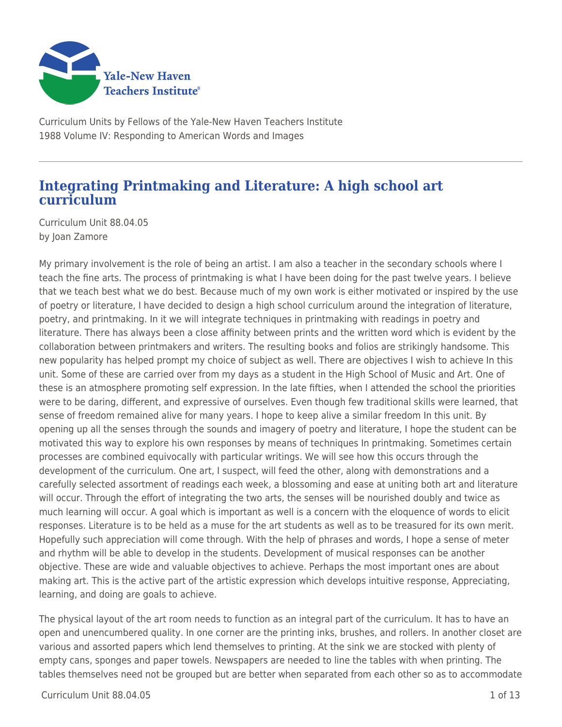Curriculum Units by Fellows of the Yale-New Haven Teachers Institute
1988 Volume IV: Responding to American Words and Images

# Integrating Printmaking and Literature: A high school art curriculum

Curriculum Unit 88.04.05
by Joan Zamore

My primary involvement is the role of being an artist. I am also a teacher in the secondary schools where I teach the fine arts. The process of printmaking is what I have been doing for the past twelve years. I believe that we teach best what we do best. Because much of my own work is either motivated or inspired by the use of poetry or literature, I have decided to design a high school curriculum around the integration of literature, poetry, and printmaking. In it we will integrate techniques in printmaking with readings in poetry and literature. There has always been a close affinity between prints and the written word which is evident by the collaboration between printmakers and writers. The resulting books and folios are strikingly handsome. This new popularity has helped prompt my choice of subject as well. There are objectives I wish to achieve In this unit. Some of these are carried over from my days as a student in the High School of Music and Art. One of these is an atmosphere promoting self expression. In the late fifties, when I attended the school the priorities were to be daring, different, and expressive of ourselves. Even though few traditional skills were learned, that sense of freedom remained alive for many years. I hope to keep alive a similar freedom In this unit. By opening up all the senses through the sounds and imagery of poetry and literature, I hope the student can be motivated this way to explore his own responses by means of techniques In printmaking. Sometimes certain processes are combined equivocally with particular writings. We will see how this occurs through the development of the curriculum. One art, I suspect, will feed the other, along with demonstrations and a carefully selected assortment of readings each week, a blossoming and ease at uniting both art and literature will occur. Through the effort of integrating the two arts, the senses will be nourished doubly and twice as much learning will occur. A goal which is important as well is a concern with the eloquence of words to elicit responses. Literature is to be held as a muse for the art students as well as to be treasured for its own merit. Hopefully such appreciation will come through. With the help of phrases and words, I hope a sense of meter and rhythm will be able to develop in the students. Development of musical responses can be another objective. These are wide and valuable objectives to achieve. Perhaps the most important ones are about making art. This is the active part of the artistic expression which develops intuitive response, Appreciating, learning, and doing are goals to achieve.

The physical layout of the art room needs to function as an integral part of the curriculum. It has to have an open and unencumbered quality. In one corner are the printing inks, brushes, and rollers. In another closet are various and assorted papers which lend themselves to printing. At the sink we are stocked with plenty of empty cans, sponges and paper towels. Newspapers are needed to line the tables with when printing. The tables themselves need not be grouped but are better when separated from each other so as to accommodate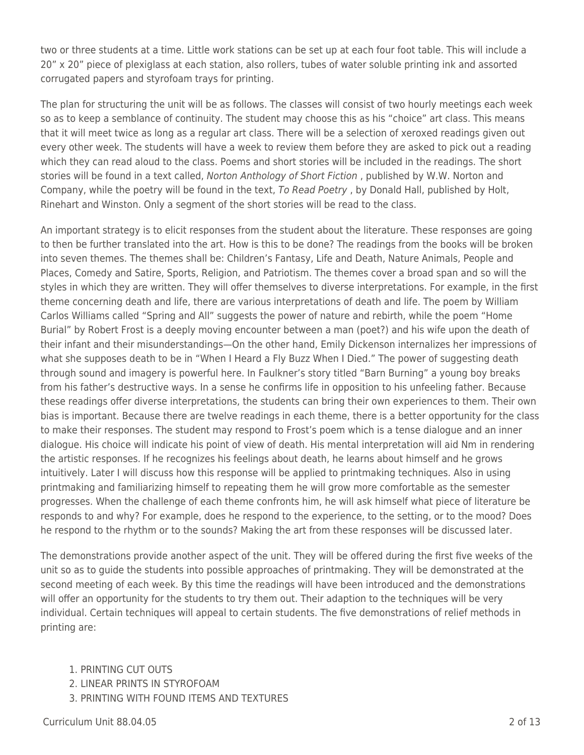two or three students at a time. Little work stations can be set up at each four foot table. This will include a 20” x 20” piece of plexiglass at each station, also rollers, tubes of water soluble printing ink and assorted corrugated papers and styrofoam trays for printing.

The plan for structuring the unit will be as follows. The classes will consist of two hourly meetings each week so as to keep a semblance of continuity. The student may choose this as his “choice” art class. This means that it will meet twice as long as a regular art class. There will be a selection of xeroxed readings given out every other week. The students will have a week to review them before they are asked to pick out a reading which they can read aloud to the class. Poems and short stories will be included in the readings. The short stories will be found in a text called, *Norton Anthology of Short Fiction* , published by W.W. Norton and Company, while the poetry will be found in the text, *To Read Poetry* , by Donald Hall, published by Holt, Rinehart and Winston. Only a segment of the short stories will be read to the class.

An important strategy is to elicit responses from the student about the literature. These responses are going to then be further translated into the art. How is this to be done? The readings from the books will be broken into seven themes. The themes shall be: Children’s Fantasy, Life and Death, Nature Animals, People and Places, Comedy and Satire, Sports, Religion, and Patriotism. The themes cover a broad span and so will the styles in which they are written. They will offer themselves to diverse interpretations. For example, in the first theme concerning death and life, there are various interpretations of death and life. The poem by William Carlos Williams called “Spring and All” suggests the power of nature and rebirth, while the poem “Home Burial” by Robert Frost is a deeply moving encounter between a man (poet?) and his wife upon the death of their infant and their misunderstandings—On the other hand, Emily Dickenson internalizes her impressions of what she supposes death to be in “When I Heard a Fly Buzz When I Died.” The power of suggesting death through sound and imagery is powerful here. In Faulkner’s story titled “Barn Burning” a young boy breaks from his father’s destructive ways. In a sense he confirms life in opposition to his unfeeling father. Because these readings offer diverse interpretations, the students can bring their own experiences to them. Their own bias is important. Because there are twelve readings in each theme, there is a better opportunity for the class to make their responses. The student may respond to Frost’s poem which is a tense dialogue and an inner dialogue. His choice will indicate his point of view of death. His mental interpretation will aid Nm in rendering the artistic responses. If he recognizes his feelings about death, he learns about himself and he grows intuitively. Later I will discuss how this response will be applied to printmaking techniques. Also in using printmaking and familiarizing himself to repeating them he will grow more comfortable as the semester progresses. When the challenge of each theme confronts him, he will ask himself what piece of literature be responds to and why? For example, does he respond to the experience, to the setting, or to the mood? Does he respond to the rhythm or to the sounds? Making the art from these responses will be discussed later.

The demonstrations provide another aspect of the unit. They will be offered during the first five weeks of the unit so as to guide the students into possible approaches of printmaking. They will be demonstrated at the second meeting of each week. By this time the readings will have been introduced and the demonstrations will offer an opportunity for the students to try them out. Their adaption to the techniques will be very individual. Certain techniques will appeal to certain students. The five demonstrations of relief methods in printing are:

1. PRINTING CUT OUTS
2. LINEAR PRINTS IN STYROFOAM
3. PRINTING WITH FOUND ITEMS AND TEXTURES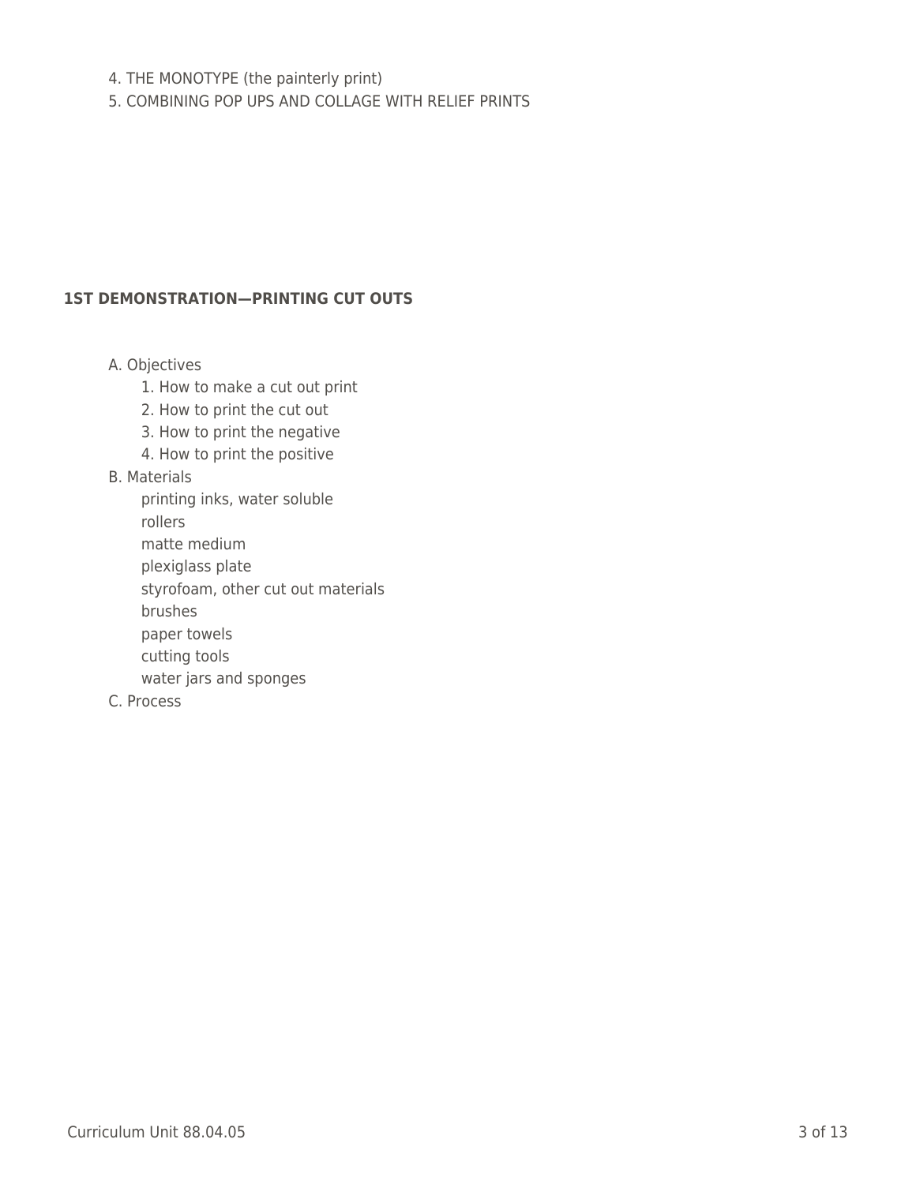4. THE MONOTYPE (the painterly print)
5. COMBINING POP UPS AND COLLAGE WITH RELIEF PRINTS

### 1ST DEMONSTRATION—PRINTING CUT OUTS

A. Objectives
  1. How to make a cut out print
  2. How to print the cut out
  3. How to print the negative
  4. How to print the positive

B. Materials
  printing inks, water soluble
  rollers
  matte medium
  plexiglass plate
  styrofoam, other cut out materials
  brushes
  paper towels
  cutting tools
  water jars and sponges

C. Process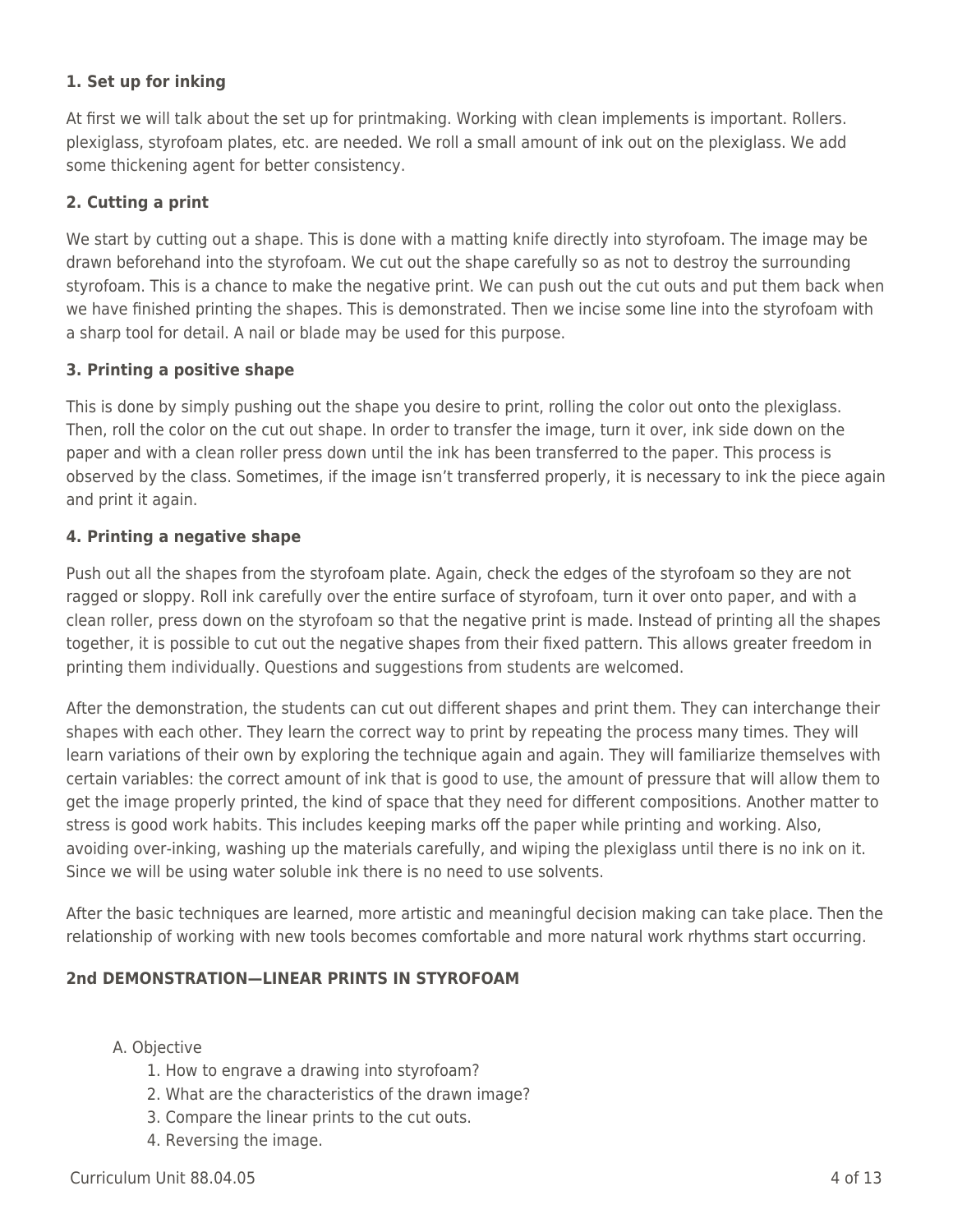**1. Set up for inking**

At first we will talk about the set up for printmaking. Working with clean implements is important. Rollers. plexiglass, styrofoam plates, etc. are needed. We roll a small amount of ink out on the plexiglass. We add some thickening agent for better consistency.

**2. Cutting a print**

We start by cutting out a shape. This is done with a matting knife directly into styrofoam. The image may be drawn beforehand into the styrofoam. We cut out the shape carefully so as not to destroy the surrounding styrofoam. This is a chance to make the negative print. We can push out the cut outs and put them back when we have finished printing the shapes. This is demonstrated. Then we incise some line into the styrofoam with a sharp tool for detail. A nail or blade may be used for this purpose.

**3. Printing a positive shape**

This is done by simply pushing out the shape you desire to print, rolling the color out onto the plexiglass. Then, roll the color on the cut out shape. In order to transfer the image, turn it over, ink side down on the paper and with a clean roller press down until the ink has been transferred to the paper. This process is observed by the class. Sometimes, if the image isn't transferred properly, it is necessary to ink the piece again and print it again.

**4. Printing a negative shape**

Push out all the shapes from the styrofoam plate. Again, check the edges of the styrofoam so they are not ragged or sloppy. Roll ink carefully over the entire surface of styrofoam, turn it over onto paper, and with a clean roller, press down on the styrofoam so that the negative print is made. Instead of printing all the shapes together, it is possible to cut out the negative shapes from their fixed pattern. This allows greater freedom in printing them individually. Questions and suggestions from students are welcomed.

After the demonstration, the students can cut out different shapes and print them. They can interchange their shapes with each other. They learn the correct way to print by repeating the process many times. They will learn variations of their own by exploring the technique again and again. They will familiarize themselves with certain variables: the correct amount of ink that is good to use, the amount of pressure that will allow them to get the image properly printed, the kind of space that they need for different compositions. Another matter to stress is good work habits. This includes keeping marks off the paper while printing and working. Also, avoiding over-inking, washing up the materials carefully, and wiping the plexiglass until there is no ink on it. Since we will be using water soluble ink there is no need to use solvents.

After the basic techniques are learned, more artistic and meaningful decision making can take place. Then the relationship of working with new tools becomes comfortable and more natural work rhythms start occurring.

**2nd DEMONSTRATION—LINEAR PRINTS IN STYROFOAM**

A. Objective
1. How to engrave a drawing into styrofoam?
2. What are the characteristics of the drawn image?
3. Compare the linear prints to the cut outs.
4. Reversing the image.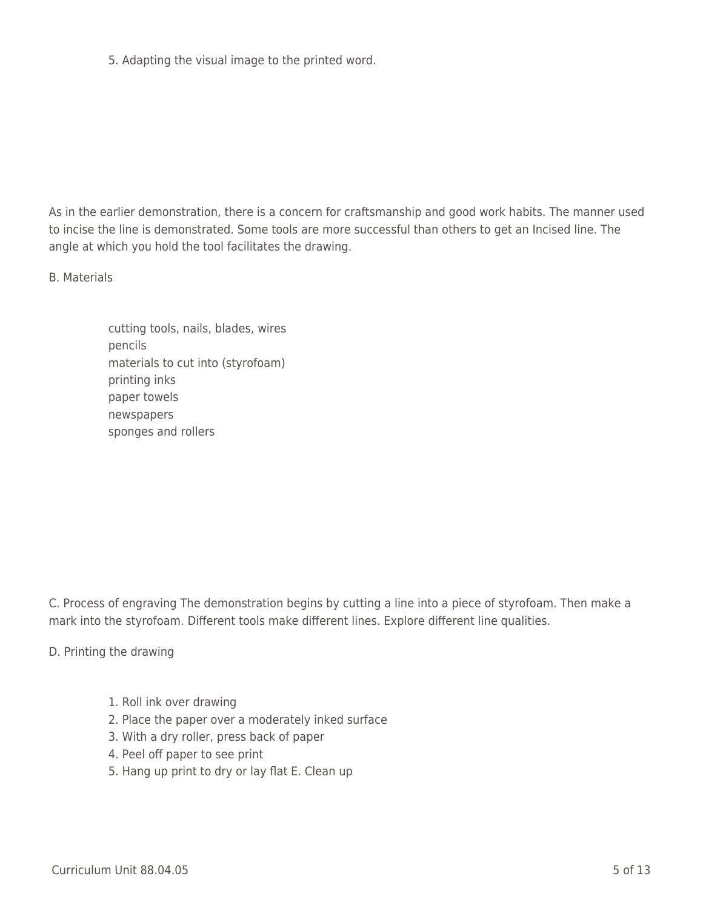5. Adapting the visual image to the printed word.

As in the earlier demonstration, there is a concern for craftsmanship and good work habits. The manner used to incise the line is demonstrated. Some tools are more successful than others to get an Incised line. The angle at which you hold the tool facilitates the drawing.

B. Materials

- cutting tools, nails, blades, wires
- pencils
- materials to cut into (styrofoam)
- printing inks
- paper towels
- newspapers
- sponges and rollers

C. Process of engraving The demonstration begins by cutting a line into a piece of styrofoam. Then make a mark into the styrofoam. Different tools make different lines. Explore different line qualities.

D. Printing the drawing

1. Roll ink over drawing
2. Place the paper over a moderately inked surface
3. With a dry roller, press back of paper
4. Peel off paper to see print
5. Hang up print to dry or lay flat E. Clean up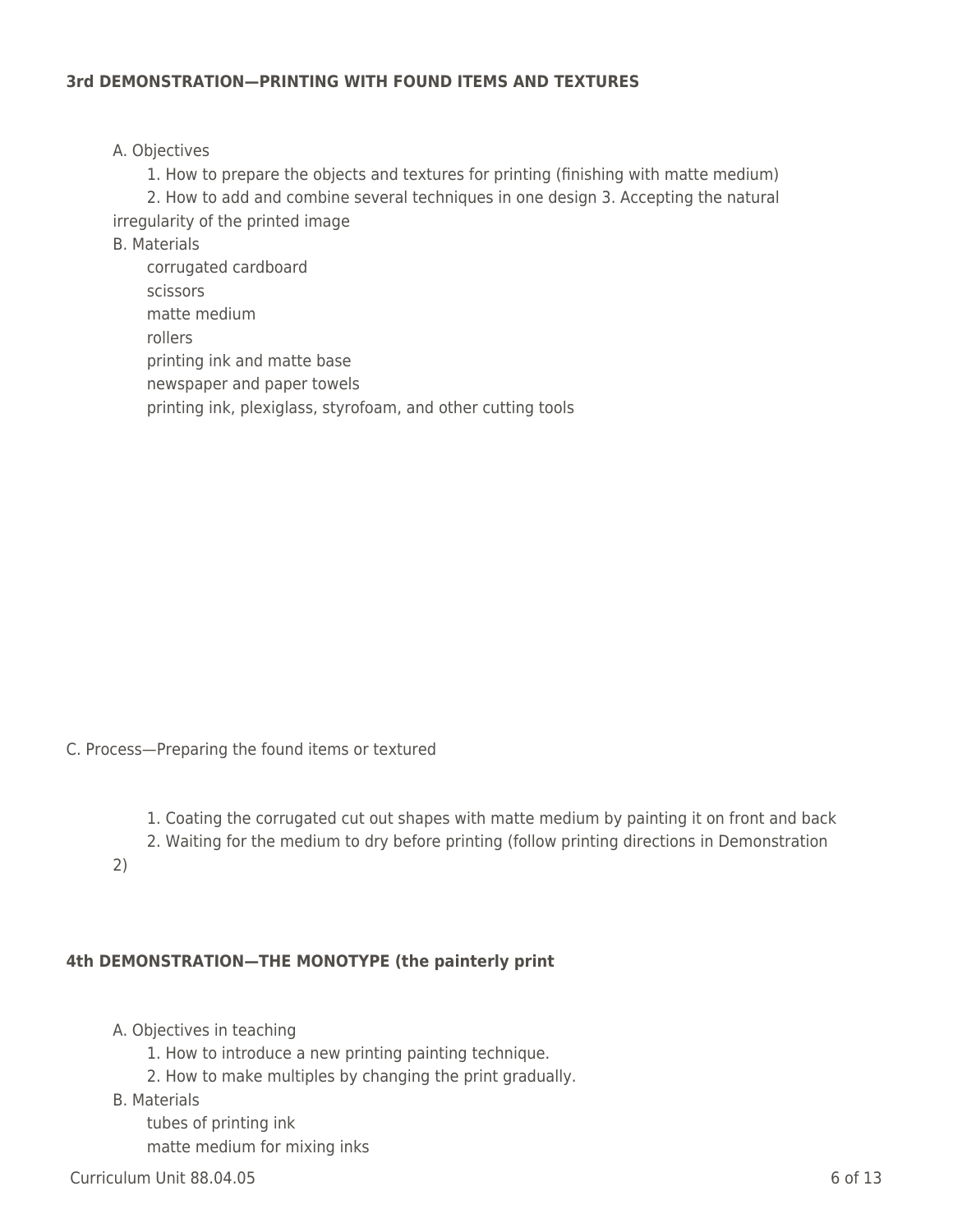**3rd DEMONSTRATION—PRINTING WITH FOUND ITEMS AND TEXTURES**

A. Objectives

1. How to prepare the objects and textures for printing (finishing with matte medium)
2. How to add and combine several techniques in one design 3. Accepting the natural irregularity of the printed image

B. Materials

corrugated cardboard
scissors
matte medium
rollers
printing ink and matte base
newspaper and paper towels
printing ink, plexiglass, styrofoam, and other cutting tools

C. Process—Preparing the found items or textured

1. Coating the corrugated cut out shapes with matte medium by painting it on front and back
2. Waiting for the medium to dry before printing (follow printing directions in Demonstration 2)

**4th DEMONSTRATION—THE MONOTYPE (the painterly print**

A. Objectives in teaching

1. How to introduce a new printing painting technique.
2. How to make multiples by changing the print gradually.

B. Materials

tubes of printing ink
matte medium for mixing inks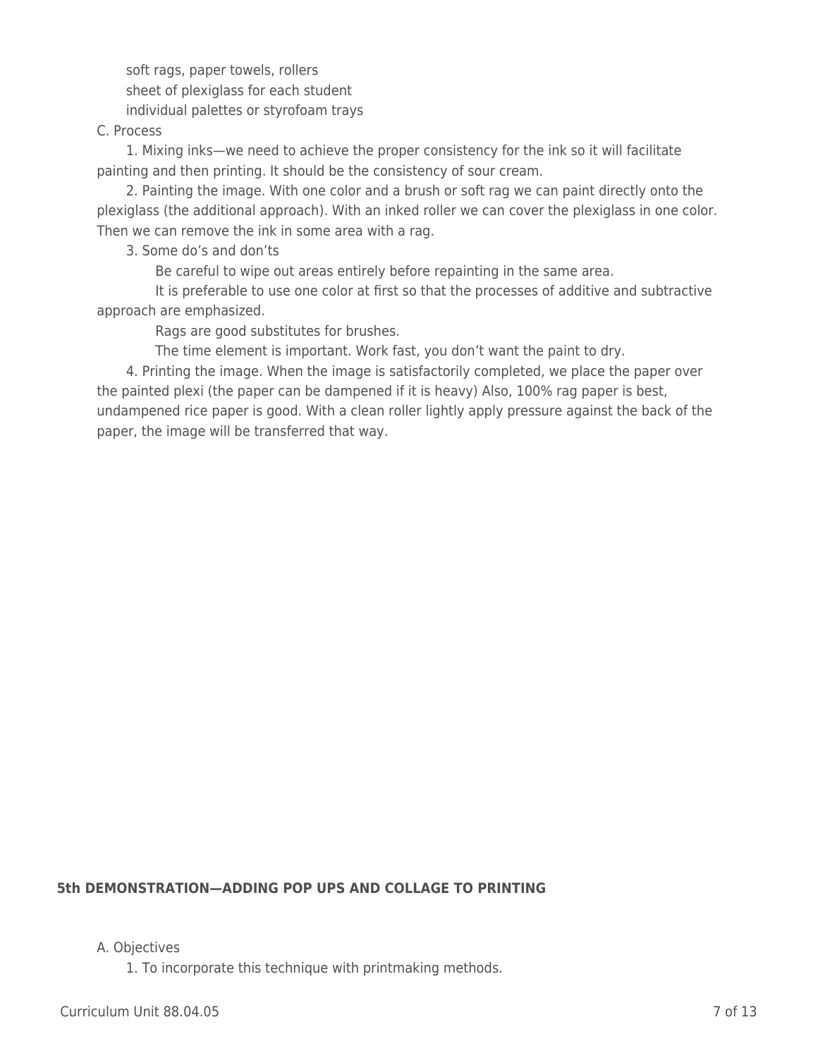soft rags, paper towels, rollers

sheet of plexiglass for each student

individual palettes or styrofoam trays

C. Process

1. Mixing inks—we need to achieve the proper consistency for the ink so it will facilitate painting and then printing. It should be the consistency of sour cream.

2. Painting the image. With one color and a brush or soft rag we can paint directly onto the plexiglass (the additional approach). With an inked roller we can cover the plexiglass in one color. Then we can remove the ink in some area with a rag.

3. Some do's and don'ts

Be careful to wipe out areas entirely before repainting in the same area.

It is preferable to use one color at first so that the processes of additive and subtractive approach are emphasized.

Rags are good substitutes for brushes.

The time element is important. Work fast, you don't want the paint to dry.

4. Printing the image. When the image is satisfactorily completed, we place the paper over the painted plexi (the paper can be dampened if it is heavy) Also, 100% rag paper is best, undampened rice paper is good. With a clean roller lightly apply pressure against the back of the paper, the image will be transferred that way.

**5th DEMONSTRATION—ADDING POP UPS AND COLLAGE TO PRINTING**

A. Objectives

1. To incorporate this technique with printmaking methods.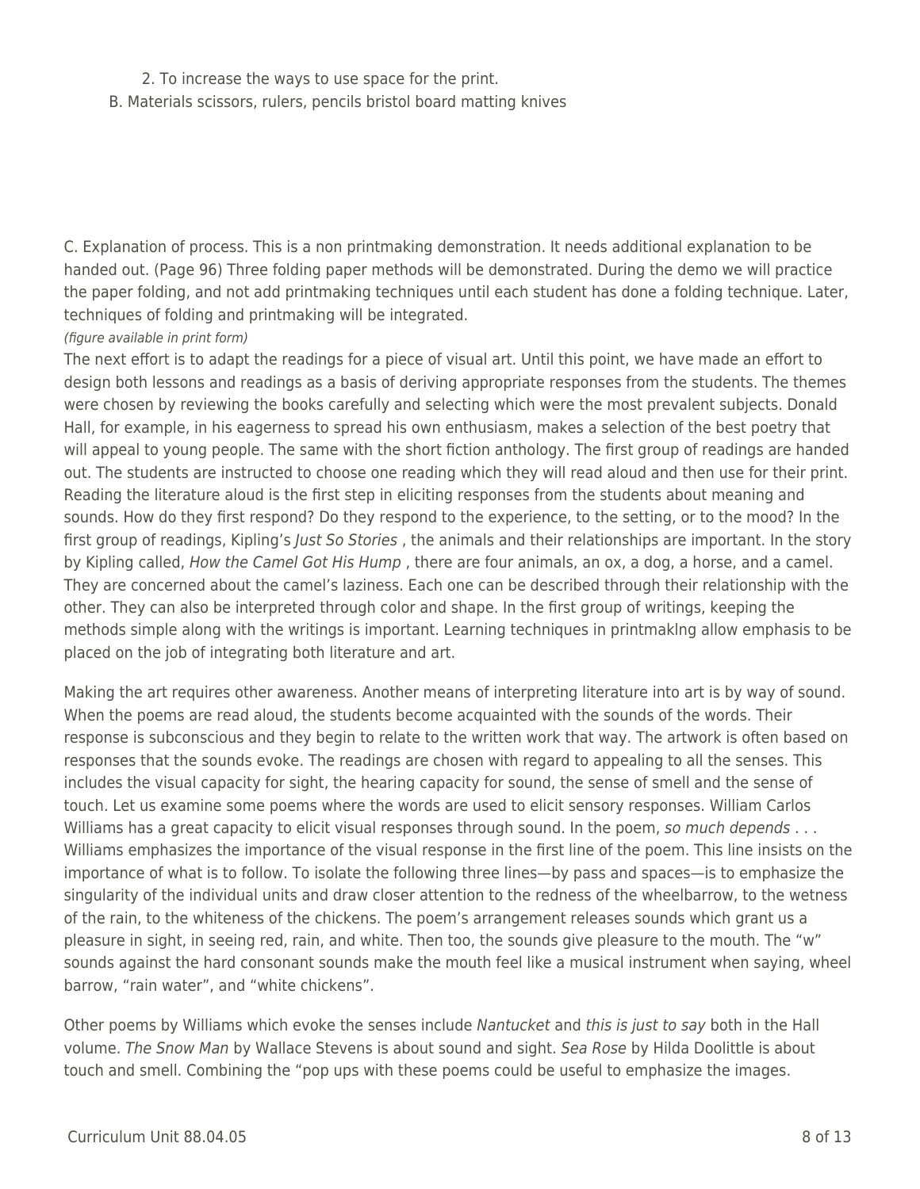2. To increase the ways to use space for the print.

B. Materials scissors, rulers, pencils bristol board matting knives

C. Explanation of process. This is a non printmaking demonstration. It needs additional explanation to be handed out. (Page 96) Three folding paper methods will be demonstrated. During the demo we will practice the paper folding, and not add printmaking techniques until each student has done a folding technique. Later, techniques of folding and printmaking will be integrated.

*(figure available in print form)*

The next effort is to adapt the readings for a piece of visual art. Until this point, we have made an effort to design both lessons and readings as a basis of deriving appropriate responses from the students. The themes were chosen by reviewing the books carefully and selecting which were the most prevalent subjects. Donald Hall, for example, in his eagerness to spread his own enthusiasm, makes a selection of the best poetry that will appeal to young people. The same with the short fiction anthology. The first group of readings are handed out. The students are instructed to choose one reading which they will read aloud and then use for their print. Reading the literature aloud is the first step in eliciting responses from the students about meaning and sounds. How do they first respond? Do they respond to the experience, to the setting, or to the mood? In the first group of readings, Kipling's *Just So Stories* , the animals and their relationships are important. In the story by Kipling called, *How the Camel Got His Hump* , there are four animals, an ox, a dog, a horse, and a camel. They are concerned about the camel's laziness. Each one can be described through their relationship with the other. They can also be interpreted through color and shape. In the first group of writings, keeping the methods simple along with the writings is important. Learning techniques in printmaklng allow emphasis to be placed on the job of integrating both literature and art.

Making the art requires other awareness. Another means of interpreting literature into art is by way of sound. When the poems are read aloud, the students become acquainted with the sounds of the words. Their response is subconscious and they begin to relate to the written work that way. The artwork is often based on responses that the sounds evoke. The readings are chosen with regard to appealing to all the senses. This includes the visual capacity for sight, the hearing capacity for sound, the sense of smell and the sense of touch. Let us examine some poems where the words are used to elicit sensory responses. William Carlos Williams has a great capacity to elicit visual responses through sound. In the poem, *so much depends* . . . Williams emphasizes the importance of the visual response in the first line of the poem. This line insists on the importance of what is to follow. To isolate the following three lines—by pass and spaces—is to emphasize the singularity of the individual units and draw closer attention to the redness of the wheelbarrow, to the wetness of the rain, to the whiteness of the chickens. The poem's arrangement releases sounds which grant us a pleasure in sight, in seeing red, rain, and white. Then too, the sounds give pleasure to the mouth. The "w" sounds against the hard consonant sounds make the mouth feel like a musical instrument when saying, wheel barrow, "rain water", and "white chickens".

Other poems by Williams which evoke the senses include *Nantucket* and *this is just to say* both in the Hall volume. *The Snow Man* by Wallace Stevens is about sound and sight. *Sea Rose* by Hilda Doolittle is about touch and smell. Combining the "pop ups with these poems could be useful to emphasize the images.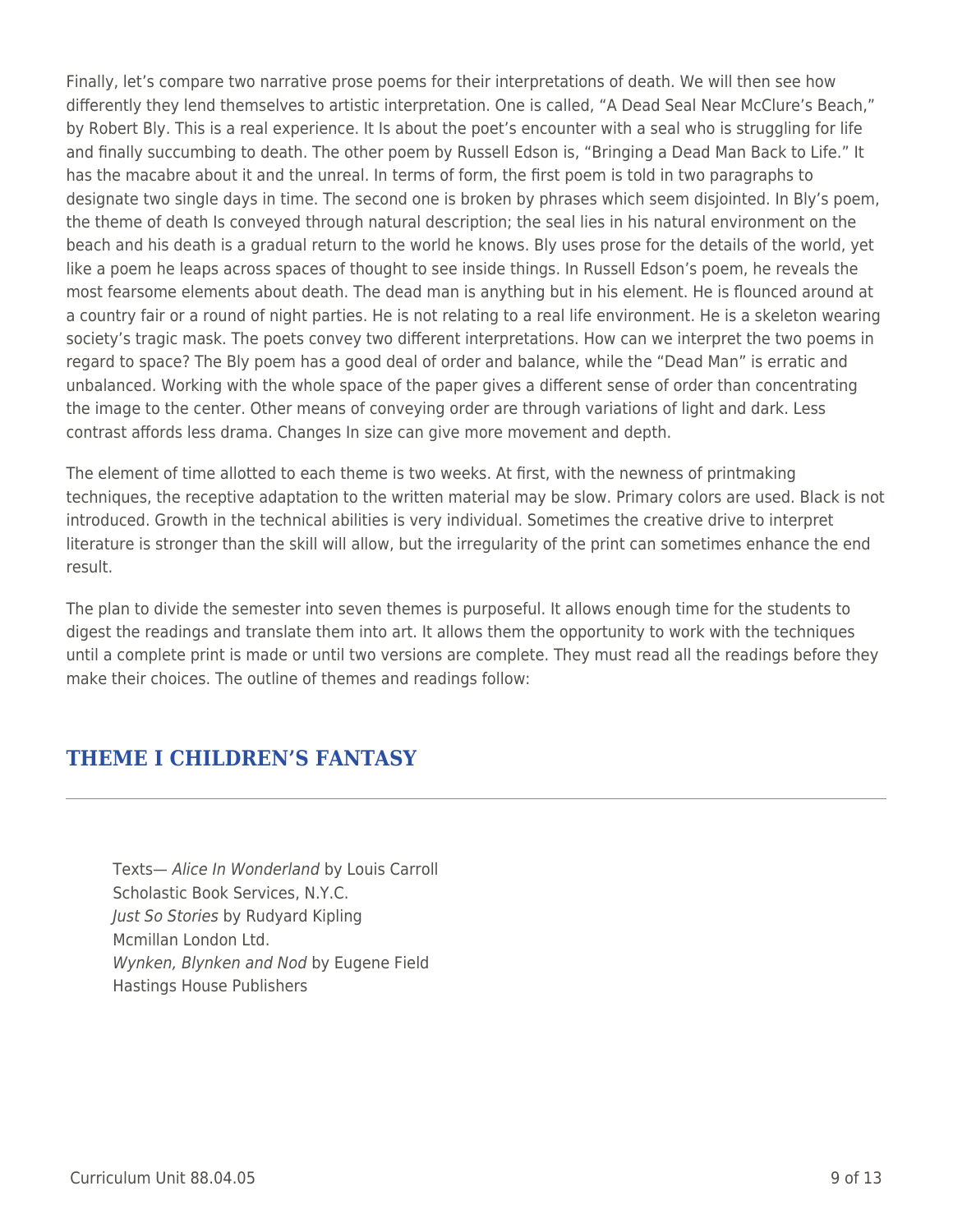Finally, let's compare two narrative prose poems for their interpretations of death. We will then see how differently they lend themselves to artistic interpretation. One is called, "A Dead Seal Near McClure's Beach," by Robert Bly. This is a real experience. It Is about the poet's encounter with a seal who is struggling for life and finally succumbing to death. The other poem by Russell Edson is, "Bringing a Dead Man Back to Life." It has the macabre about it and the unreal. In terms of form, the first poem is told in two paragraphs to designate two single days in time. The second one is broken by phrases which seem disjointed. In Bly's poem, the theme of death Is conveyed through natural description; the seal lies in his natural environment on the beach and his death is a gradual return to the world he knows. Bly uses prose for the details of the world, yet like a poem he leaps across spaces of thought to see inside things. In Russell Edson's poem, he reveals the most fearsome elements about death. The dead man is anything but in his element. He is flounced around at a country fair or a round of night parties. He is not relating to a real life environment. He is a skeleton wearing society's tragic mask. The poets convey two different interpretations. How can we interpret the two poems in regard to space? The Bly poem has a good deal of order and balance, while the "Dead Man" is erratic and unbalanced. Working with the whole space of the paper gives a different sense of order than concentrating the image to the center. Other means of conveying order are through variations of light and dark. Less contrast affords less drama. Changes In size can give more movement and depth.

The element of time allotted to each theme is two weeks. At first, with the newness of printmaking techniques, the receptive adaptation to the written material may be slow. Primary colors are used. Black is not introduced. Growth in the technical abilities is very individual. Sometimes the creative drive to interpret literature is stronger than the skill will allow, but the irregularity of the print can sometimes enhance the end result.

The plan to divide the semester into seven themes is purposeful. It allows enough time for the students to digest the readings and translate them into art. It allows them the opportunity to work with the techniques until a complete print is made or until two versions are complete. They must read all the readings before they make their choices. The outline of themes and readings follow:

## THEME I CHILDREN'S FANTASY

Texts— *Alice In Wonderland* by Louis Carroll  
Scholastic Book Services, N.Y.C.  
*Just So Stories* by Rudyard Kipling  
Mcmillan London Ltd.  
*Wynken, Blynken and Nod* by Eugene Field  
Hastings House Publishers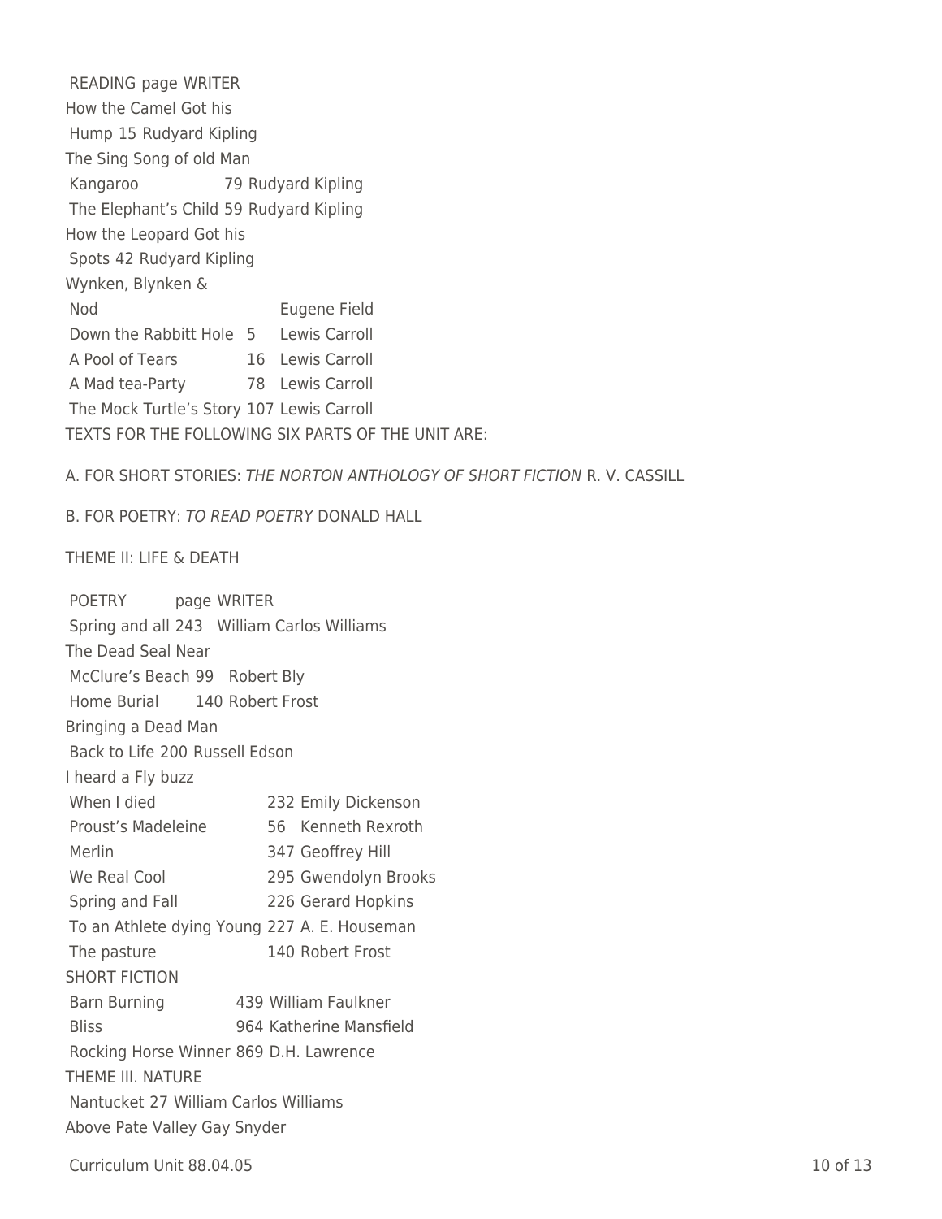| READING | page | WRITER |
| --- | --- | --- |
| How the Camel Got his Hump | 15 | Rudyard Kipling |
| The Sing Song of old Man Kangaroo | 79 | Rudyard Kipling |
| The Elephant's Child | 59 | Rudyard Kipling |
| How the Leopard Got his Spots | 42 | Rudyard Kipling |
| Wynken, Blynken & Nod | | Eugene Field |
| Down the Rabbitt Hole | 5 | Lewis Carroll |
| A Pool of Tears | 16 | Lewis Carroll |
| A Mad tea-Party | 78 | Lewis Carroll |
| The Mock Turtle's Story | 107 | Lewis Carroll |

TEXTS FOR THE FOLLOWING SIX PARTS OF THE UNIT ARE:

A. FOR SHORT STORIES: *THE NORTON ANTHOLOGY OF SHORT FICTION* R. V. CASSILL

B. FOR POETRY: *TO READ POETRY* DONALD HALL

THEME II: LIFE & DEATH

| POETRY | page | WRITER |
| --- | --- | --- |
| Spring and all | 243 | William Carlos Williams |
| The Dead Seal Near McClure's Beach | 99 | Robert Bly |
| Home Burial | 140 | Robert Frost |
| Bringing a Dead Man Back to Life | 200 | Russell Edson |
| I heard a Fly buzz When I died | 232 | Emily Dickenson |
| Proust's Madeleine | 56 | Kenneth Rexroth |
| Merlin | 347 | Geoffrey Hill |
| We Real Cool | 295 | Gwendolyn Brooks |
| Spring and Fall | 226 | Gerard Hopkins |
| To an Athlete dying Young | 227 | A. E. Houseman |
| The pasture | 140 | Robert Frost |
| SHORT FICTION | | |
| Barn Burning | 439 | William Faulkner |
| Bliss | 964 | Katherine Mansfield |
| Rocking Horse Winner | 869 | D.H. Lawrence |

THEME III. NATURE

| | | |
| --- | --- | --- |
| Nantucket | 27 | William Carlos Williams |
| Above Pate Valley | | Gay Snyder |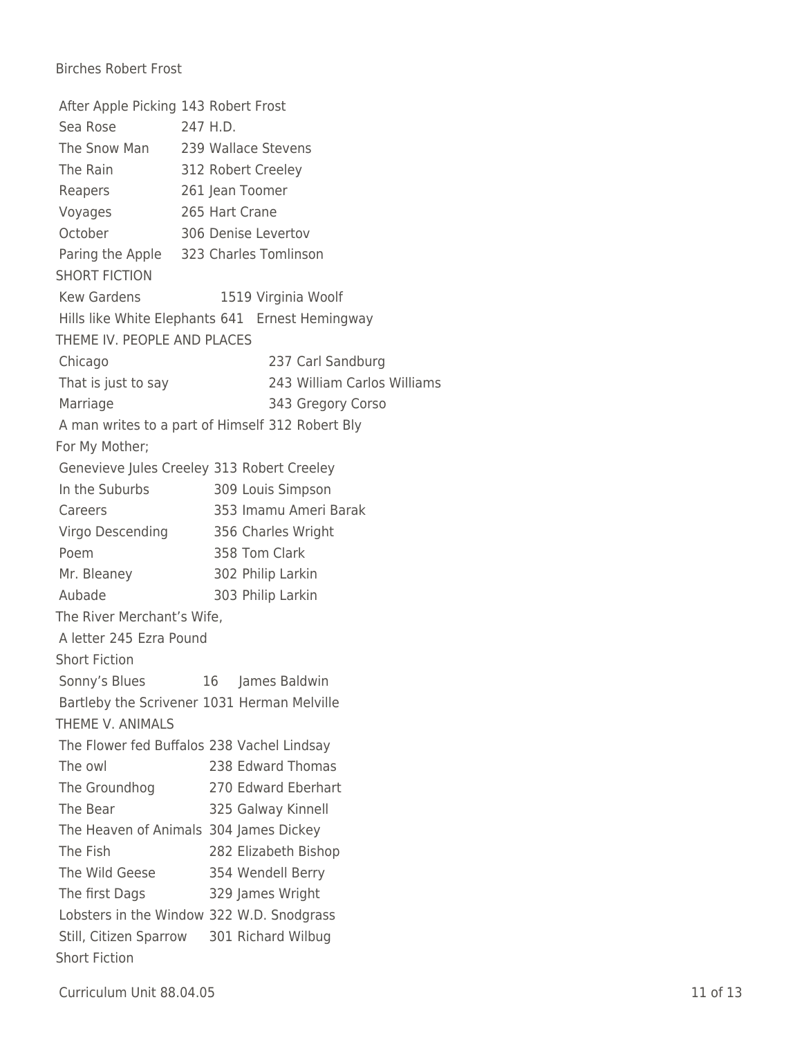Birches Robert Frost

After Apple Picking 143 Robert Frost
Sea Rose 247 H.D.
The Snow Man 239 Wallace Stevens
The Rain 312 Robert Creeley
Reapers 261 Jean Toomer
Voyages 265 Hart Crane
October 306 Denise Levertov
Paring the Apple 323 Charles Tomlinson

SHORT FICTION

Kew Gardens 1519 Virginia Woolf
Hills like White Elephants 641 Ernest Hemingway

THEME IV. PEOPLE AND PLACES

Chicago 237 Carl Sandburg
That is just to say 243 William Carlos Williams
Marriage 343 Gregory Corso
A man writes to a part of Himself 312 Robert Bly
For My Mother;
Genevieve Jules Creeley 313 Robert Creeley
In the Suburbs 309 Louis Simpson
Careers 353 Imamu Ameri Barak
Virgo Descending 356 Charles Wright
Poem 358 Tom Clark
Mr. Bleaney 302 Philip Larkin
Aubade 303 Philip Larkin
The River Merchant's Wife,
A letter 245 Ezra Pound

Short Fiction

Sonny's Blues 16 James Baldwin
Bartleby the Scrivener 1031 Herman Melville

THEME V. ANIMALS

The Flower fed Buffalos 238 Vachel Lindsay
The owl 238 Edward Thomas
The Groundhog 270 Edward Eberhart
The Bear 325 Galway Kinnell
The Heaven of Animals 304 James Dickey
The Fish 282 Elizabeth Bishop
The Wild Geese 354 Wendell Berry
The first Dags 329 James Wright
Lobsters in the Window 322 W.D. Snodgrass
Still, Citizen Sparrow 301 Richard Wilbug

Short Fiction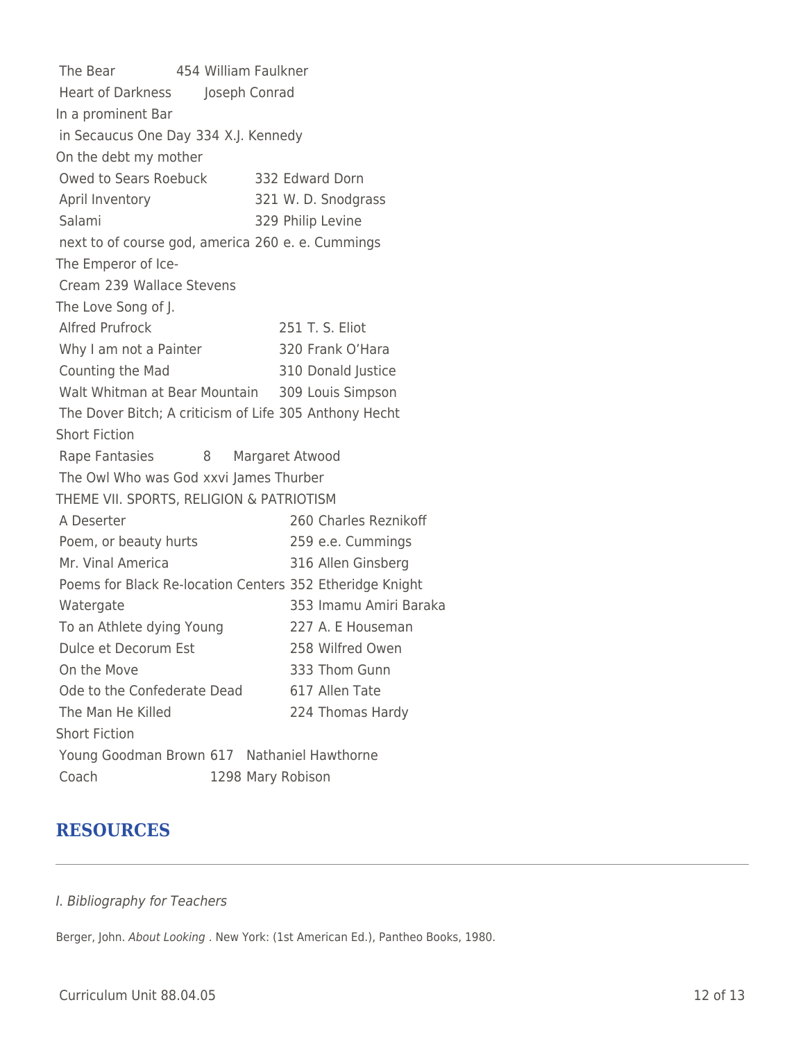The Bear 454 William Faulkner

Heart of Darkness Joseph Conrad

In a prominent Bar in Secaucus One Day 334 X.J. Kennedy

On the debt my mother Owed to Sears Roebuck 332 Edward Dorn

April Inventory 321 W. D. Snodgrass

Salami 329 Philip Levine

next to of course god, america 260 e. e. Cummings

The Emperor of Ice-Cream 239 Wallace Stevens

The Love Song of J. Alfred Prufrock 251 T. S. Eliot

Why I am not a Painter 320 Frank O'Hara

Counting the Mad 310 Donald Justice

Walt Whitman at Bear Mountain 309 Louis Simpson

The Dover Bitch; A criticism of Life 305 Anthony Hecht

Short Fiction

Rape Fantasies 8 Margaret Atwood

The Owl Who was God xxvi James Thurber

THEME VII. SPORTS, RELIGION & PATRIOTISM

A Deserter 260 Charles Reznikoff

Poem, or beauty hurts 259 e.e. Cummings

Mr. Vinal America 316 Allen Ginsberg

Poems for Black Re-location Centers 352 Etheridge Knight

Watergate 353 Imamu Amiri Baraka

To an Athlete dying Young 227 A. E Houseman

Dulce et Decorum Est 258 Wilfred Owen

On the Move 333 Thom Gunn

Ode to the Confederate Dead 617 Allen Tate

The Man He Killed 224 Thomas Hardy

Short Fiction

Young Goodman Brown 617 Nathaniel Hawthorne

Coach 1298 Mary Robison

## RESOURCES

*I. Bibliography for Teachers*

Berger, John. *About Looking* . New York: (1st American Ed.), Pantheo Books, 1980.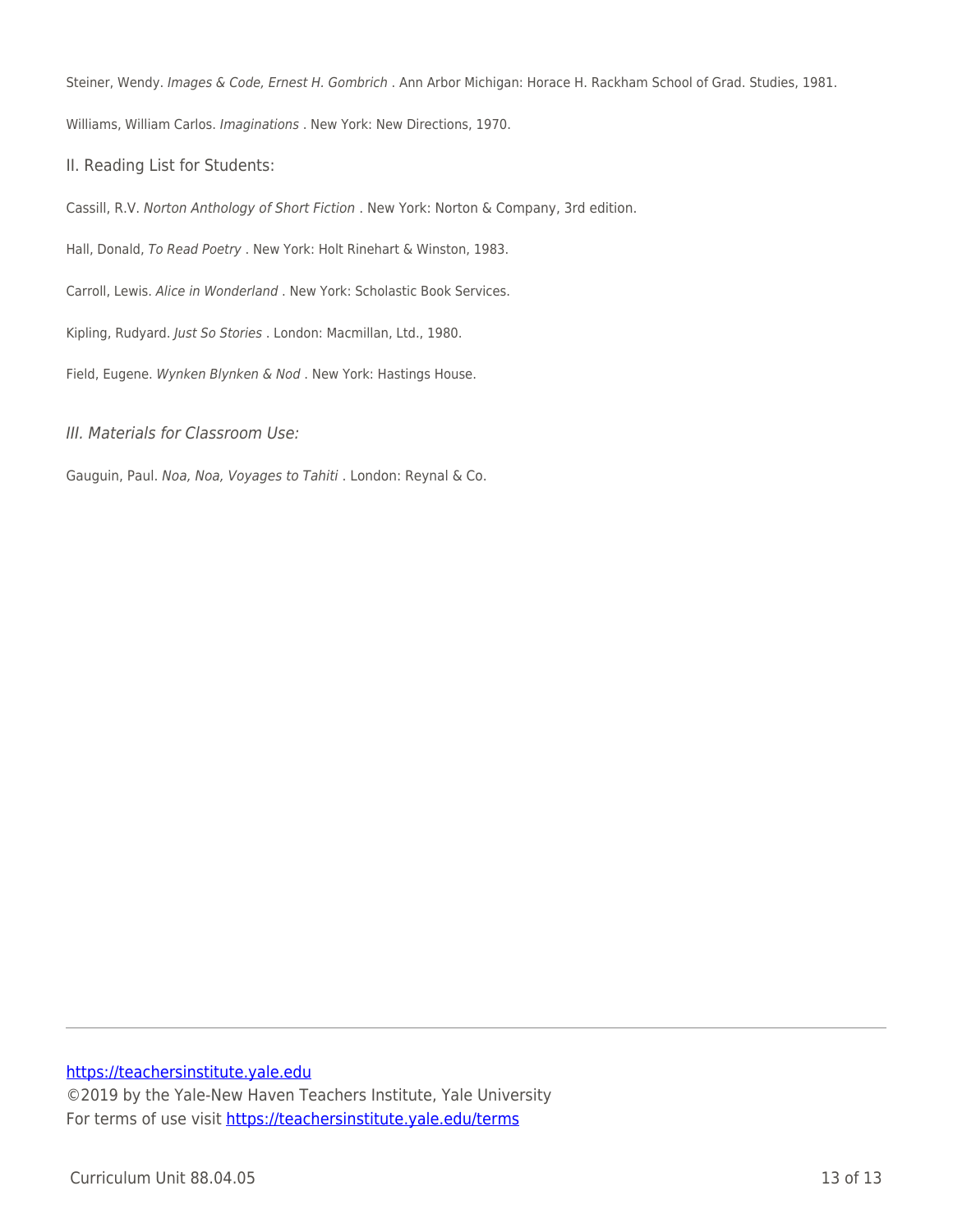Steiner, Wendy. *Images & Code, Ernest H. Gombrich* . Ann Arbor Michigan: Horace H. Rackham School of Grad. Studies, 1981.

Williams, William Carlos. *Imaginations* . New York: New Directions, 1970.

II. Reading List for Students:

Cassill, R.V. *Norton Anthology of Short Fiction* . New York: Norton & Company, 3rd edition.

Hall, Donald, *To Read Poetry* . New York: Holt Rinehart & Winston, 1983.

Carroll, Lewis. *Alice in Wonderland* . New York: Scholastic Book Services.

Kipling, Rudyard. *Just So Stories* . London: Macmillan, Ltd., 1980.

Field, Eugene. *Wynken Blynken & Nod* . New York: Hastings House.

*III. Materials for Classroom Use:*

Gauguin, Paul. *Noa, Noa, Voyages to Tahiti* . London: Reynal & Co.

https://teachersinstitute.yale.edu
©2019 by the Yale-New Haven Teachers Institute, Yale University
For terms of use visit https://teachersinstitute.yale.edu/terms